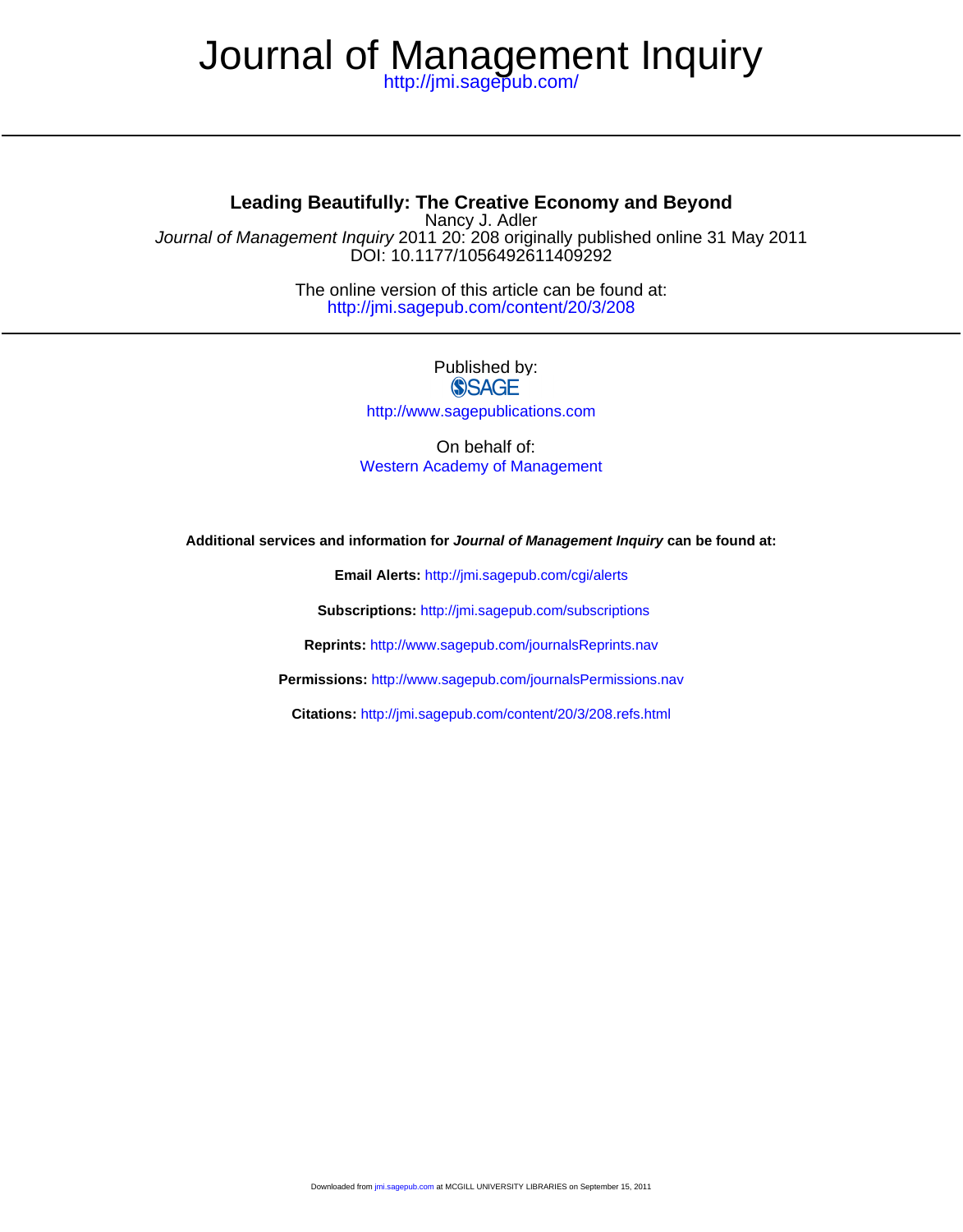# Journal of Management Inquiry

http://jmi.sagepub.com/

## Leading Beautifully: The Creative Economy and Beyond

Nancy J. Adler

*Journal of Management Inquiry* 2011 20: 208 originally published online 31 May 2011
DOI: 10.1177/1056492611409292

The online version of this article can be found at:
http://jmi.sagepub.com/content/20/3/208

Published by:
SAGE
http://www.sagepublications.com

On behalf of:
Western Academy of Management

**Additional services and information for *Journal of Management Inquiry* can be found at:**

**Email Alerts:** http://jmi.sagepub.com/cgi/alerts

**Subscriptions:** http://jmi.sagepub.com/subscriptions

**Reprints:** http://www.sagepub.com/journalsReprints.nav

**Permissions:** http://www.sagepub.com/journalsPermissions.nav

**Citations:** http://jmi.sagepub.com/content/20/3/208.refs.html

Downloaded from jmi.sagepub.com at MCGILL UNIVERSITY LIBRARIES on September 15, 2011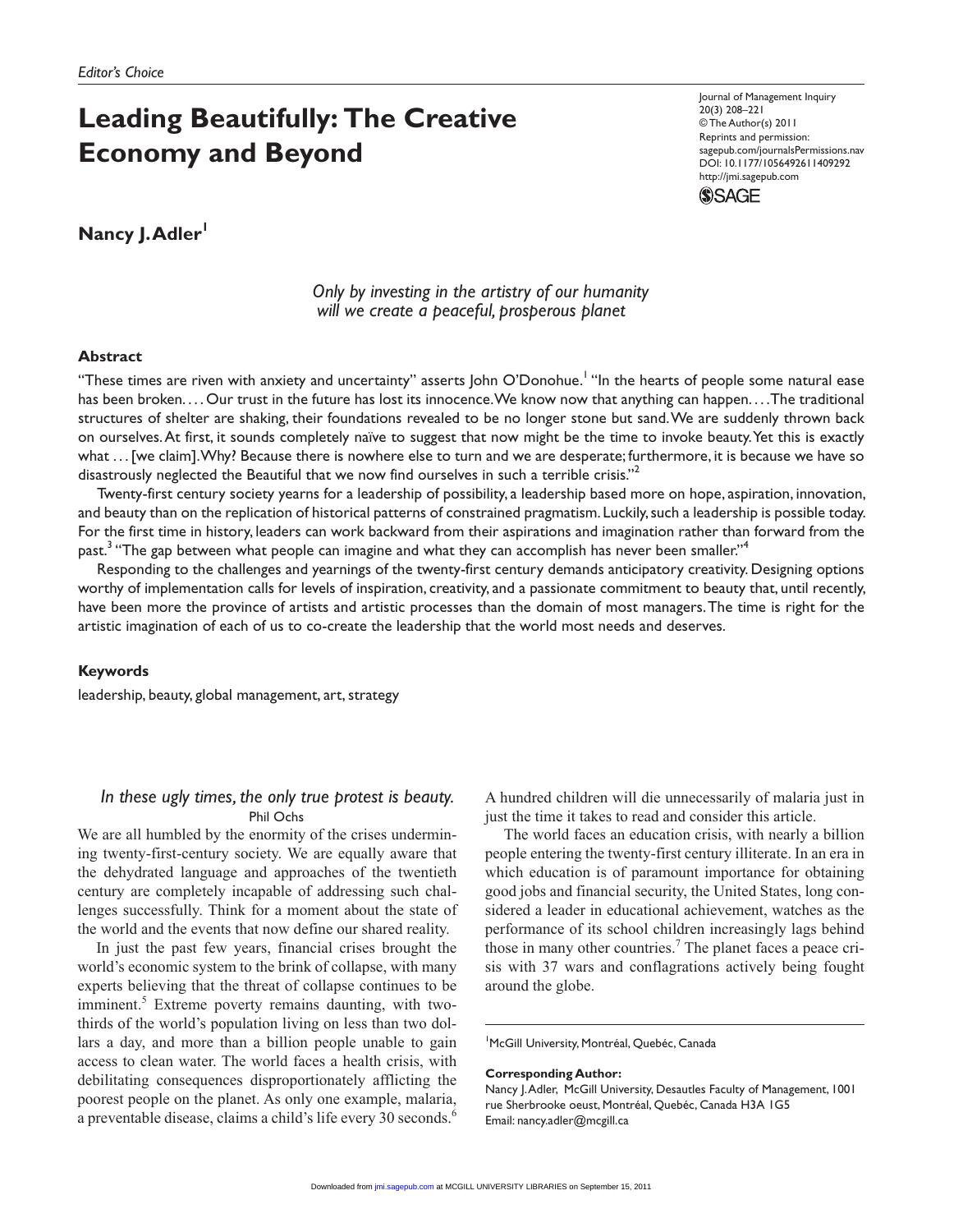*Editor's Choice*

# Leading Beautifully: The Creative Economy and Beyond

**Nancy J. Adler**[1]

*Only by investing in the artistry of our humanity will we create a peaceful, prosperous planet*

## Abstract

"These times are riven with anxiety and uncertainty" asserts John O'Donohue.[1] "In the hearts of people some natural ease has been broken. . . . Our trust in the future has lost its innocence. We know now that anything can happen. . . . The traditional structures of shelter are shaking, their foundations revealed to be no longer stone but sand. We are suddenly thrown back on ourselves. At first, it sounds completely naïve to suggest that now might be the time to invoke beauty. Yet this is exactly what . . . [we claim]. Why? Because there is nowhere else to turn and we are desperate; furthermore, it is because we have so disastrously neglected the Beautiful that we now find ourselves in such a terrible crisis."[2]

Twenty-first century society yearns for a leadership of possibility, a leadership based more on hope, aspiration, innovation, and beauty than on the replication of historical patterns of constrained pragmatism. Luckily, such a leadership is possible today. For the first time in history, leaders can work backward from their aspirations and imagination rather than forward from the past.[3] "The gap between what people can imagine and what they can accomplish has never been smaller."[4]

Responding to the challenges and yearnings of the twenty-first century demands anticipatory creativity. Designing options worthy of implementation calls for levels of inspiration, creativity, and a passionate commitment to beauty that, until recently, have been more the province of artists and artistic processes than the domain of most managers. The time is right for the artistic imagination of each of us to co-create the leadership that the world most needs and deserves.

## Keywords

leadership, beauty, global management, art, strategy

*In these ugly times, the only true protest is beauty.*
Phil Ochs

We are all humbled by the enormity of the crises undermining twenty-first-century society. We are equally aware that the dehydrated language and approaches of the twentieth century are completely incapable of addressing such challenges successfully. Think for a moment about the state of the world and the events that now define our shared reality.

In just the past few years, financial crises brought the world's economic system to the brink of collapse, with many experts believing that the threat of collapse continues to be imminent.[5] Extreme poverty remains daunting, with two-thirds of the world's population living on less than two dollars a day, and more than a billion people unable to gain access to clean water. The world faces a health crisis, with debilitating consequences disproportionately afflicting the poorest people on the planet. As only one example, malaria, a preventable disease, claims a child's life every 30 seconds.[6] A hundred children will die unnecessarily of malaria just in just the time it takes to read and consider this article.

The world faces an education crisis, with nearly a billion people entering the twenty-first century illiterate. In an era in which education is of paramount importance for obtaining good jobs and financial security, the United States, long considered a leader in educational achievement, watches as the performance of its school children increasingly lags behind those in many other countries.[7] The planet faces a peace crisis with 37 wars and conflagrations actively being fought around the globe.

---

[1]McGill University, Montréal, Quebéc, Canada

**Corresponding Author:**
Nancy J. Adler, McGill University, Desautles Faculty of Management, 1001 rue Sherbrooke oeust, Montréal, Quebéc, Canada H3A 1G5
Email: nancy.adler@mcgill.ca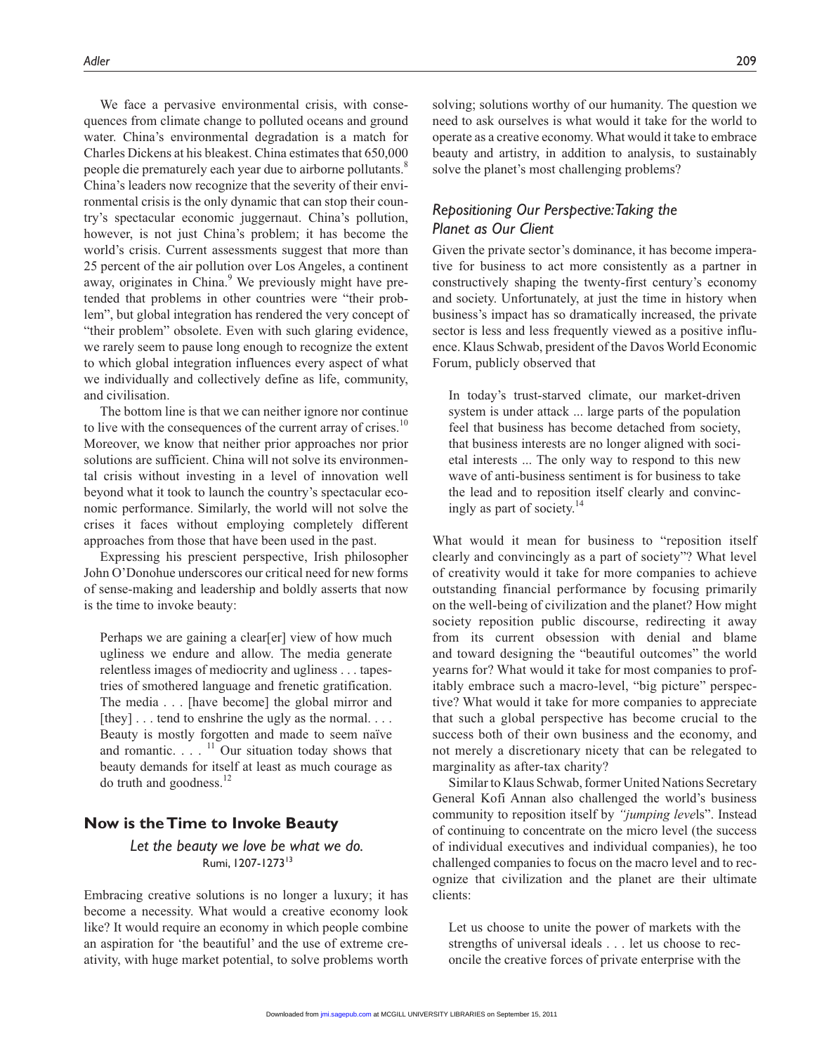We face a pervasive environmental crisis, with consequences from climate change to polluted oceans and ground water. China's environmental degradation is a match for Charles Dickens at his bleakest. China estimates that 650,000 people die prematurely each year due to airborne pollutants.[8] China's leaders now recognize that the severity of their environmental crisis is the only dynamic that can stop their country's spectacular economic juggernaut. China's pollution, however, is not just China's problem; it has become the world's crisis. Current assessments suggest that more than 25 percent of the air pollution over Los Angeles, a continent away, originates in China.[9] We previously might have pretended that problems in other countries were "their problem", but global integration has rendered the very concept of "their problem" obsolete. Even with such glaring evidence, we rarely seem to pause long enough to recognize the extent to which global integration influences every aspect of what we individually and collectively define as life, community, and civilisation.

The bottom line is that we can neither ignore nor continue to live with the consequences of the current array of crises.[10] Moreover, we know that neither prior approaches nor prior solutions are sufficient. China will not solve its environmental crisis without investing in a level of innovation well beyond what it took to launch the country's spectacular economic performance. Similarly, the world will not solve the crises it faces without employing completely different approaches from those that have been used in the past.

Expressing his prescient perspective, Irish philosopher John O'Donohue underscores our critical need for new forms of sense-making and leadership and boldly asserts that now is the time to invoke beauty:

> Perhaps we are gaining a clear[er] view of how much ugliness we endure and allow. The media generate relentless images of mediocrity and ugliness . . . tapestries of smothered language and frenetic gratification. The media . . . [have become] the global mirror and [they] . . . tend to enshrine the ugly as the normal. . . . Beauty is mostly forgotten and made to seem naïve and romantic. . . . [11] Our situation today shows that beauty demands for itself at least as much courage as do truth and goodness.[12]

## Now is the Time to Invoke Beauty

*Let the beauty we love be what we do.*
Rumi, 1207-1273[13]

Embracing creative solutions is no longer a luxury; it has become a necessity. What would a creative economy look like? It would require an economy in which people combine an aspiration for 'the beautiful' and the use of extreme creativity, with huge market potential, to solve problems worth solving; solutions worthy of our humanity. The question we need to ask ourselves is what would it take for the world to operate as a creative economy. What would it take to embrace beauty and artistry, in addition to analysis, to sustainably solve the planet's most challenging problems?

### Repositioning Our Perspective: Taking the Planet as Our Client

Given the private sector's dominance, it has become imperative for business to act more consistently as a partner in constructively shaping the twenty-first century's economy and society. Unfortunately, at just the time in history when business's impact has so dramatically increased, the private sector is less and less frequently viewed as a positive influence. Klaus Schwab, president of the Davos World Economic Forum, publicly observed that

> In today's trust-starved climate, our market-driven system is under attack ... large parts of the population feel that business has become detached from society, that business interests are no longer aligned with societal interests ... The only way to respond to this new wave of anti-business sentiment is for business to take the lead and to reposition itself clearly and convincingly as part of society.[14]

What would it mean for business to "reposition itself clearly and convincingly as a part of society"? What level of creativity would it take for more companies to achieve outstanding financial performance by focusing primarily on the well-being of civilization and the planet? How might society reposition public discourse, redirecting it away from its current obsession with denial and blame and toward designing the "beautiful outcomes" the world yearns for? What would it take for most companies to profitably embrace such a macro-level, "big picture" perspective? What would it take for more companies to appreciate that such a global perspective has become crucial to the success both of their own business and the economy, and not merely a discretionary nicety that can be relegated to marginality as after-tax charity?

Similar to Klaus Schwab, former United Nations Secretary General Kofi Annan also challenged the world's business community to reposition itself by *"jumping level*s". Instead of continuing to concentrate on the micro level (the success of individual executives and individual companies), he too challenged companies to focus on the macro level and to recognize that civilization and the planet are their ultimate clients:

> Let us choose to unite the power of markets with the strengths of universal ideals . . . let us choose to reconcile the creative forces of private enterprise with the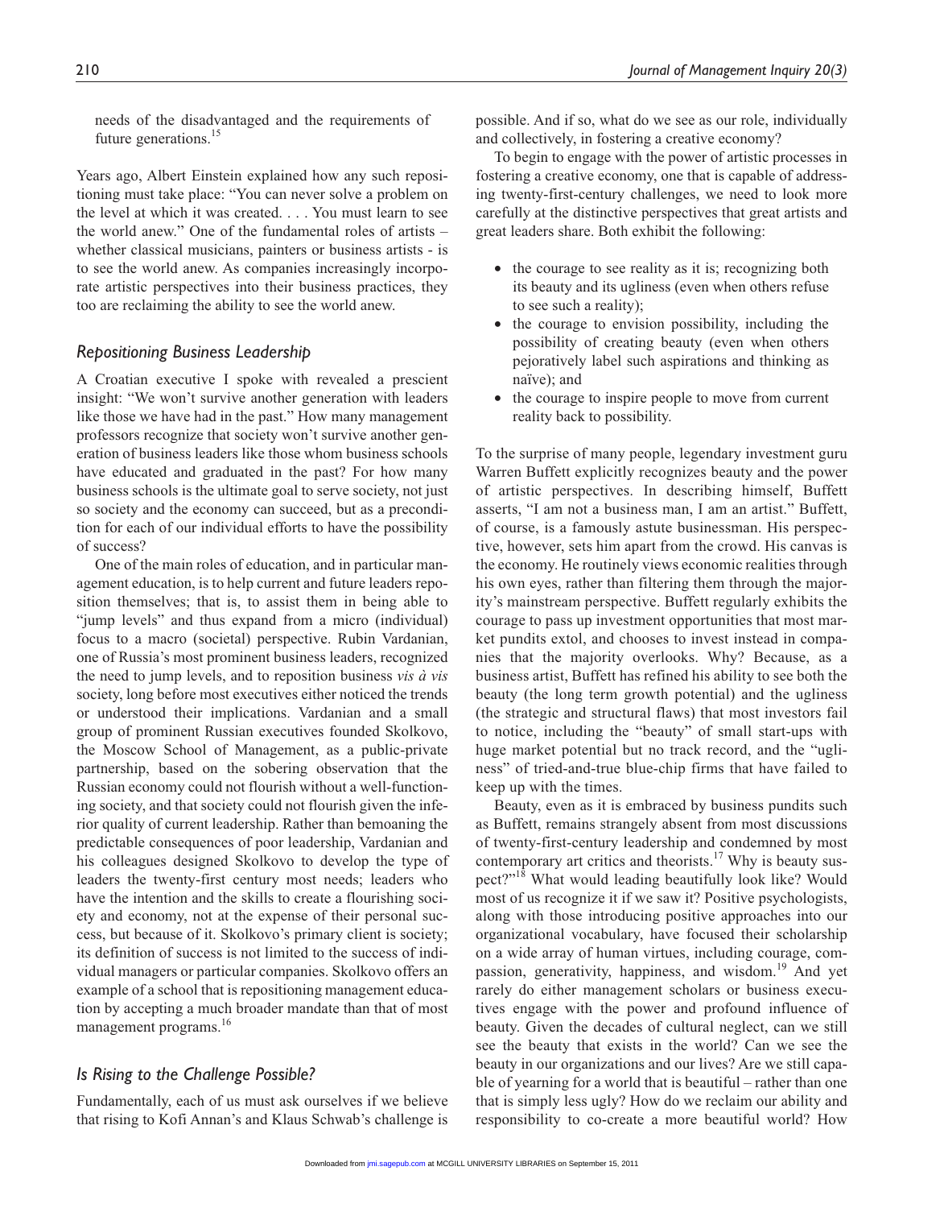needs of the disadvantaged and the requirements of future generations.[15]

Years ago, Albert Einstein explained how any such repositioning must take place: "You can never solve a problem on the level at which it was created. . . . You must learn to see the world anew." One of the fundamental roles of artists – whether classical musicians, painters or business artists - is to see the world anew. As companies increasingly incorporate artistic perspectives into their business practices, they too are reclaiming the ability to see the world anew.

## *Repositioning Business Leadership*

A Croatian executive I spoke with revealed a prescient insight: "We won't survive another generation with leaders like those we have had in the past." How many management professors recognize that society won't survive another generation of business leaders like those whom business schools have educated and graduated in the past? For how many business schools is the ultimate goal to serve society, not just so society and the economy can succeed, but as a precondition for each of our individual efforts to have the possibility of success?

One of the main roles of education, and in particular management education, is to help current and future leaders reposition themselves; that is, to assist them in being able to "jump levels" and thus expand from a micro (individual) focus to a macro (societal) perspective. Rubin Vardanian, one of Russia's most prominent business leaders, recognized the need to jump levels, and to reposition business *vis à vis* society, long before most executives either noticed the trends or understood their implications. Vardanian and a small group of prominent Russian executives founded Skolkovo, the Moscow School of Management, as a public-private partnership, based on the sobering observation that the Russian economy could not flourish without a well-functioning society, and that society could not flourish given the inferior quality of current leadership. Rather than bemoaning the predictable consequences of poor leadership, Vardanian and his colleagues designed Skolkovo to develop the type of leaders the twenty-first century most needs; leaders who have the intention and the skills to create a flourishing society and economy, not at the expense of their personal success, but because of it. Skolkovo's primary client is society; its definition of success is not limited to the success of individual managers or particular companies. Skolkovo offers an example of a school that is repositioning management education by accepting a much broader mandate than that of most management programs.[16]

## *Is Rising to the Challenge Possible?*

Fundamentally, each of us must ask ourselves if we believe that rising to Kofi Annan's and Klaus Schwab's challenge is possible. And if so, what do we see as our role, individually and collectively, in fostering a creative economy?

To begin to engage with the power of artistic processes in fostering a creative economy, one that is capable of addressing twenty-first-century challenges, we need to look more carefully at the distinctive perspectives that great artists and great leaders share. Both exhibit the following:

- the courage to see reality as it is; recognizing both its beauty and its ugliness (even when others refuse to see such a reality);
- the courage to envision possibility, including the possibility of creating beauty (even when others pejoratively label such aspirations and thinking as naïve); and
- the courage to inspire people to move from current reality back to possibility.

To the surprise of many people, legendary investment guru Warren Buffett explicitly recognizes beauty and the power of artistic perspectives. In describing himself, Buffett asserts, "I am not a business man, I am an artist." Buffett, of course, is a famously astute businessman. His perspective, however, sets him apart from the crowd. His canvas is the economy. He routinely views economic realities through his own eyes, rather than filtering them through the majority's mainstream perspective. Buffett regularly exhibits the courage to pass up investment opportunities that most market pundits extol, and chooses to invest instead in companies that the majority overlooks. Why? Because, as a business artist, Buffett has refined his ability to see both the beauty (the long term growth potential) and the ugliness (the strategic and structural flaws) that most investors fail to notice, including the "beauty" of small start-ups with huge market potential but no track record, and the "ugliness" of tried-and-true blue-chip firms that have failed to keep up with the times.

Beauty, even as it is embraced by business pundits such as Buffett, remains strangely absent from most discussions of twenty-first-century leadership and condemned by most contemporary art critics and theorists.[17] Why is beauty suspect?"[18] What would leading beautifully look like? Would most of us recognize it if we saw it? Positive psychologists, along with those introducing positive approaches into our organizational vocabulary, have focused their scholarship on a wide array of human virtues, including courage, compassion, generativity, happiness, and wisdom.[19] And yet rarely do either management scholars or business executives engage with the power and profound influence of beauty. Given the decades of cultural neglect, can we still see the beauty that exists in the world? Can we see the beauty in our organizations and our lives? Are we still capable of yearning for a world that is beautiful – rather than one that is simply less ugly? How do we reclaim our ability and responsibility to co-create a more beautiful world? How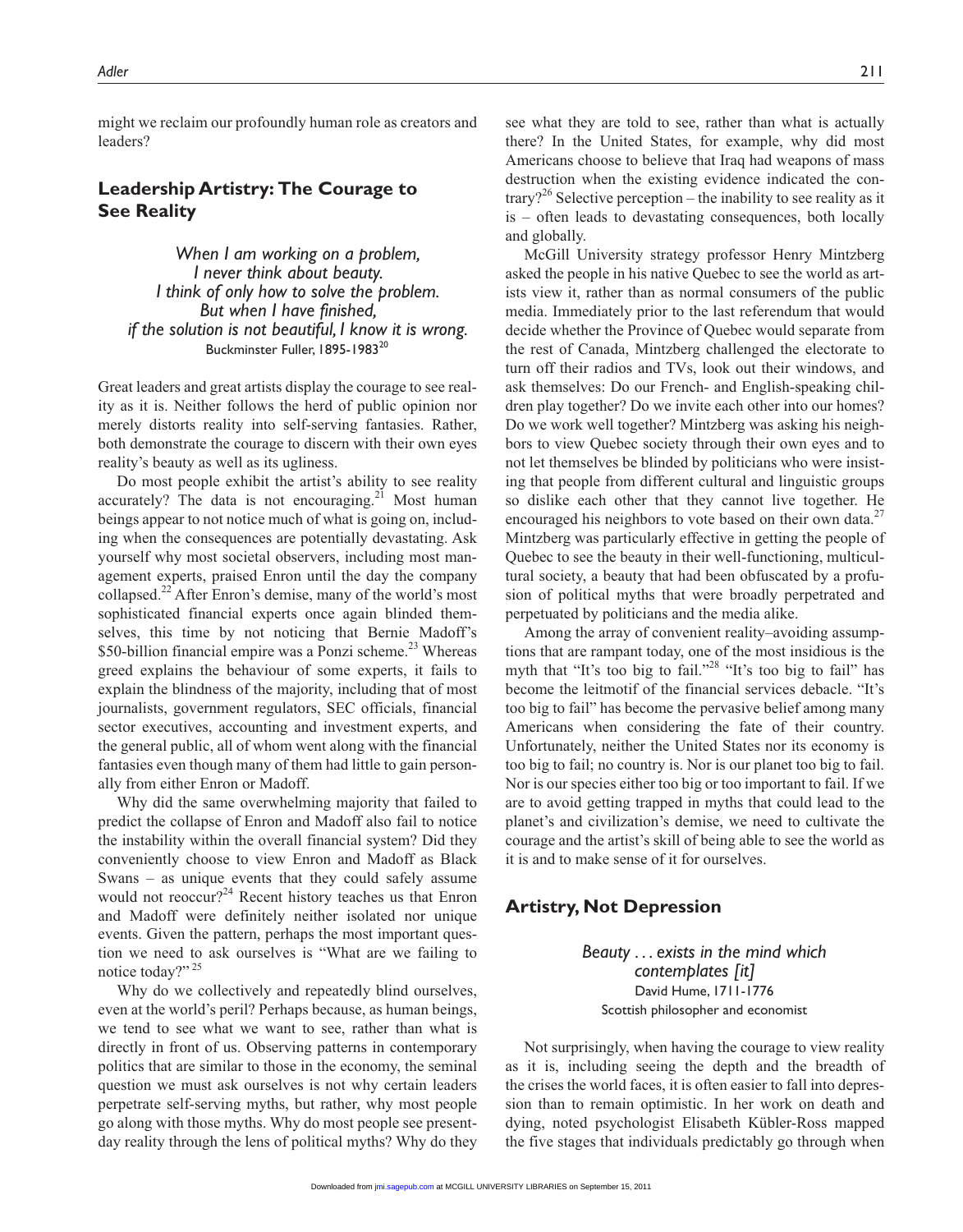might we reclaim our profoundly human role as creators and leaders?

## Leadership Artistry: The Courage to See Reality

*When I am working on a problem,*
*I never think about beauty.*
*I think of only how to solve the problem.*
*But when I have finished,*
*if the solution is not beautiful, I know it is wrong.*
Buckminster Fuller, 1895-1983[20]

Great leaders and great artists display the courage to see reality as it is. Neither follows the herd of public opinion nor merely distorts reality into self-serving fantasies. Rather, both demonstrate the courage to discern with their own eyes reality's beauty as well as its ugliness.

Do most people exhibit the artist's ability to see reality accurately? The data is not encouraging.[21] Most human beings appear to not notice much of what is going on, including when the consequences are potentially devastating. Ask yourself why most societal observers, including most management experts, praised Enron until the day the company collapsed.[22] After Enron's demise, many of the world's most sophisticated financial experts once again blinded themselves, this time by not noticing that Bernie Madoff's $50-billion financial empire was a Ponzi scheme.[23] Whereas greed explains the behaviour of some experts, it fails to explain the blindness of the majority, including that of most journalists, government regulators, SEC officials, financial sector executives, accounting and investment experts, and the general public, all of whom went along with the financial fantasies even though many of them had little to gain personally from either Enron or Madoff.

Why did the same overwhelming majority that failed to predict the collapse of Enron and Madoff also fail to notice the instability within the overall financial system? Did they conveniently choose to view Enron and Madoff as Black Swans – as unique events that they could safely assume would not reoccur?[24] Recent history teaches us that Enron and Madoff were definitely neither isolated nor unique events. Given the pattern, perhaps the most important question we need to ask ourselves is "What are we failing to notice today?"[25]

Why do we collectively and repeatedly blind ourselves, even at the world's peril? Perhaps because, as human beings, we tend to see what we want to see, rather than what is directly in front of us. Observing patterns in contemporary politics that are similar to those in the economy, the seminal question we must ask ourselves is not why certain leaders perpetrate self-serving myths, but rather, why most people go along with those myths. Why do most people see present-day reality through the lens of political myths? Why do they see what they are told to see, rather than what is actually there? In the United States, for example, why did most Americans choose to believe that Iraq had weapons of mass destruction when the existing evidence indicated the contrary?[26] Selective perception – the inability to see reality as it is – often leads to devastating consequences, both locally and globally.

McGill University strategy professor Henry Mintzberg asked the people in his native Quebec to see the world as artists view it, rather than as normal consumers of the public media. Immediately prior to the last referendum that would decide whether the Province of Quebec would separate from the rest of Canada, Mintzberg challenged the electorate to turn off their radios and TVs, look out their windows, and ask themselves: Do our French- and English-speaking children play together? Do we invite each other into our homes? Do we work well together? Mintzberg was asking his neighbors to view Quebec society through their own eyes and to not let themselves be blinded by politicians who were insisting that people from different cultural and linguistic groups so dislike each other that they cannot live together. He encouraged his neighbors to vote based on their own data.[27] Mintzberg was particularly effective in getting the people of Quebec to see the beauty in their well-functioning, multicultural society, a beauty that had been obfuscated by a profusion of political myths that were broadly perpetrated and perpetuated by politicians and the media alike.

Among the array of convenient reality–avoiding assumptions that are rampant today, one of the most insidious is the myth that "It's too big to fail."[28] "It's too big to fail" has become the leitmotif of the financial services debacle. "It's too big to fail" has become the pervasive belief among many Americans when considering the fate of their country. Unfortunately, neither the United States nor its economy is too big to fail; no country is. Nor is our planet too big to fail. Nor is our species either too big or too important to fail. If we are to avoid getting trapped in myths that could lead to the planet's and civilization's demise, we need to cultivate the courage and the artist's skill of being able to see the world as it is and to make sense of it for ourselves.

## Artistry, Not Depression

*Beauty . . . exists in the mind which contemplates [it]*
David Hume, 1711-1776
Scottish philosopher and economist

Not surprisingly, when having the courage to view reality as it is, including seeing the depth and the breadth of the crises the world faces, it is often easier to fall into depression than to remain optimistic. In her work on death and dying, noted psychologist Elisabeth Kübler-Ross mapped the five stages that individuals predictably go through when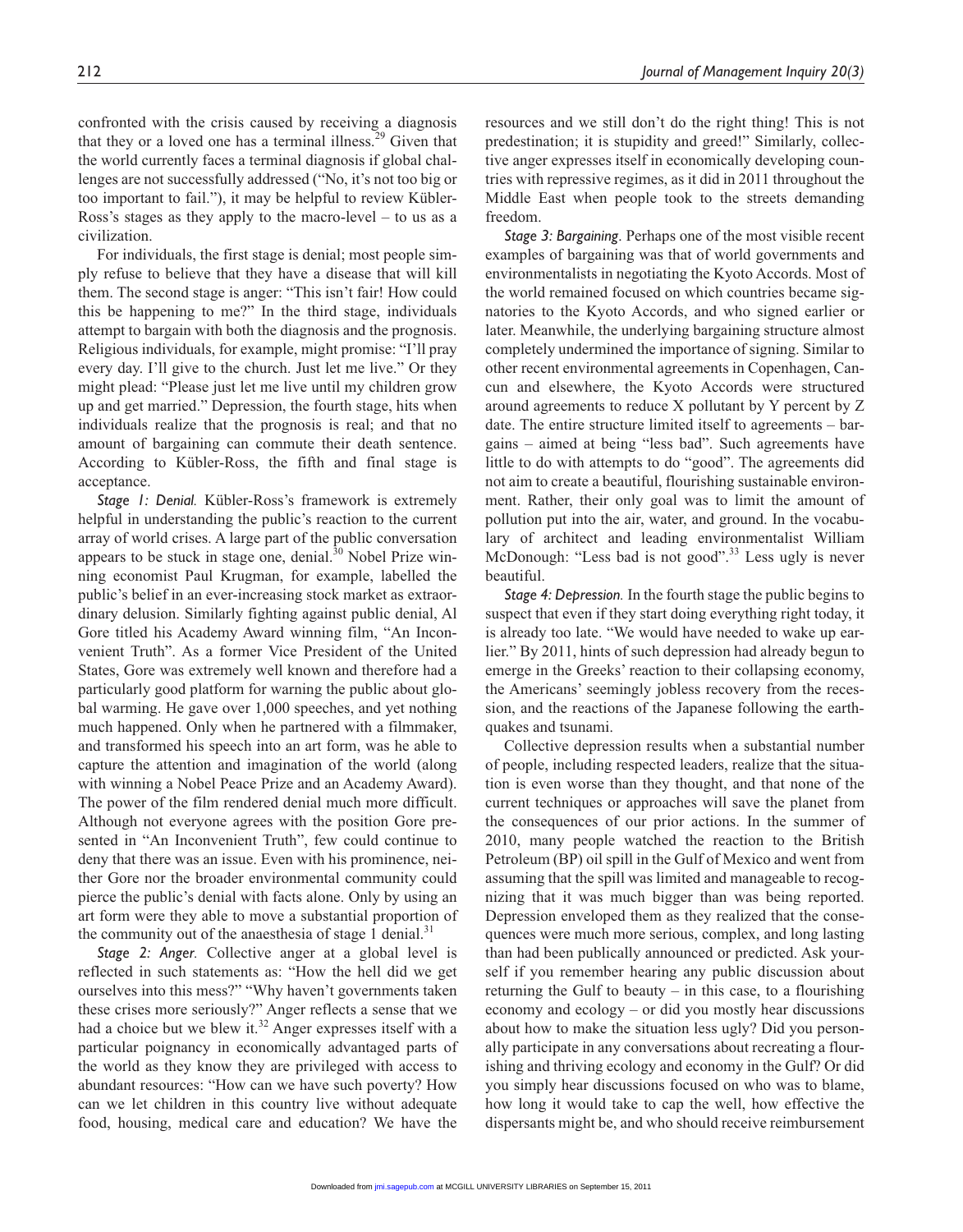confronted with the crisis caused by receiving a diagnosis that they or a loved one has a terminal illness.[29] Given that the world currently faces a terminal diagnosis if global challenges are not successfully addressed ("No, it's not too big or too important to fail."), it may be helpful to review Kübler-Ross's stages as they apply to the macro-level – to us as a civilization.

For individuals, the first stage is denial; most people simply refuse to believe that they have a disease that will kill them. The second stage is anger: "This isn't fair! How could this be happening to me?" In the third stage, individuals attempt to bargain with both the diagnosis and the prognosis. Religious individuals, for example, might promise: "I'll pray every day. I'll give to the church. Just let me live." Or they might plead: "Please just let me live until my children grow up and get married." Depression, the fourth stage, hits when individuals realize that the prognosis is real; and that no amount of bargaining can commute their death sentence. According to Kübler-Ross, the fifth and final stage is acceptance.

*Stage 1: Denial.* Kübler-Ross's framework is extremely helpful in understanding the public's reaction to the current array of world crises. A large part of the public conversation appears to be stuck in stage one, denial.[30] Nobel Prize winning economist Paul Krugman, for example, labelled the public's belief in an ever-increasing stock market as extraordinary delusion. Similarly fighting against public denial, Al Gore titled his Academy Award winning film, "An Inconvenient Truth". As a former Vice President of the United States, Gore was extremely well known and therefore had a particularly good platform for warning the public about global warming. He gave over 1,000 speeches, and yet nothing much happened. Only when he partnered with a filmmaker, and transformed his speech into an art form, was he able to capture the attention and imagination of the world (along with winning a Nobel Peace Prize and an Academy Award). The power of the film rendered denial much more difficult. Although not everyone agrees with the position Gore presented in "An Inconvenient Truth", few could continue to deny that there was an issue. Even with his prominence, neither Gore nor the broader environmental community could pierce the public's denial with facts alone. Only by using an art form were they able to move a substantial proportion of the community out of the anaesthesia of stage 1 denial.[31]

*Stage 2: Anger.* Collective anger at a global level is reflected in such statements as: "How the hell did we get ourselves into this mess?" "Why haven't governments taken these crises more seriously?" Anger reflects a sense that we had a choice but we blew it.[32] Anger expresses itself with a particular poignancy in economically advantaged parts of the world as they know they are privileged with access to abundant resources: "How can we have such poverty? How can we let children in this country live without adequate food, housing, medical care and education? We have the resources and we still don't do the right thing! This is not predestination; it is stupidity and greed!" Similarly, collective anger expresses itself in economically developing countries with repressive regimes, as it did in 2011 throughout the Middle East when people took to the streets demanding freedom.

*Stage 3: Bargaining*. Perhaps one of the most visible recent examples of bargaining was that of world governments and environmentalists in negotiating the Kyoto Accords. Most of the world remained focused on which countries became signatories to the Kyoto Accords, and who signed earlier or later. Meanwhile, the underlying bargaining structure almost completely undermined the importance of signing. Similar to other recent environmental agreements in Copenhagen, Cancun and elsewhere, the Kyoto Accords were structured around agreements to reduce X pollutant by Y percent by Z date. The entire structure limited itself to agreements – bargains – aimed at being "less bad". Such agreements have little to do with attempts to do "good". The agreements did not aim to create a beautiful, flourishing sustainable environment. Rather, their only goal was to limit the amount of pollution put into the air, water, and ground. In the vocabulary of architect and leading environmentalist William McDonough: "Less bad is not good".[33] Less ugly is never beautiful.

*Stage 4: Depression.* In the fourth stage the public begins to suspect that even if they start doing everything right today, it is already too late. "We would have needed to wake up earlier." By 2011, hints of such depression had already begun to emerge in the Greeks' reaction to their collapsing economy, the Americans' seemingly jobless recovery from the recession, and the reactions of the Japanese following the earthquakes and tsunami.

Collective depression results when a substantial number of people, including respected leaders, realize that the situation is even worse than they thought, and that none of the current techniques or approaches will save the planet from the consequences of our prior actions. In the summer of 2010, many people watched the reaction to the British Petroleum (BP) oil spill in the Gulf of Mexico and went from assuming that the spill was limited and manageable to recognizing that it was much bigger than was being reported. Depression enveloped them as they realized that the consequences were much more serious, complex, and long lasting than had been publically announced or predicted. Ask yourself if you remember hearing any public discussion about returning the Gulf to beauty – in this case, to a flourishing economy and ecology – or did you mostly hear discussions about how to make the situation less ugly? Did you personally participate in any conversations about recreating a flourishing and thriving ecology and economy in the Gulf? Or did you simply hear discussions focused on who was to blame, how long it would take to cap the well, how effective the dispersants might be, and who should receive reimbursement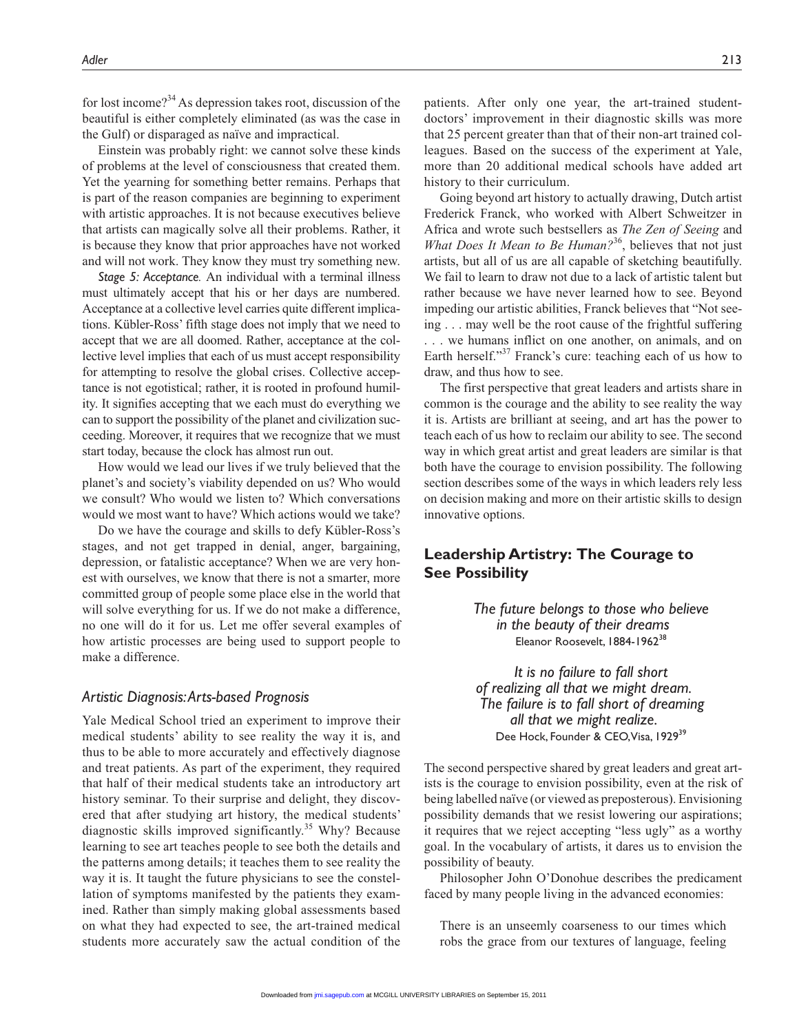for lost income?[34] As depression takes root, discussion of the beautiful is either completely eliminated (as was the case in the Gulf) or disparaged as naïve and impractical.

Einstein was probably right: we cannot solve these kinds of problems at the level of consciousness that created them. Yet the yearning for something better remains. Perhaps that is part of the reason companies are beginning to experiment with artistic approaches. It is not because executives believe that artists can magically solve all their problems. Rather, it is because they know that prior approaches have not worked and will not work. They know they must try something new.

*Stage 5: Acceptance.* An individual with a terminal illness must ultimately accept that his or her days are numbered. Acceptance at a collective level carries quite different implications. Kübler-Ross' fifth stage does not imply that we need to accept that we are all doomed. Rather, acceptance at the collective level implies that each of us must accept responsibility for attempting to resolve the global crises. Collective acceptance is not egotistical; rather, it is rooted in profound humility. It signifies accepting that we each must do everything we can to support the possibility of the planet and civilization succeeding. Moreover, it requires that we recognize that we must start today, because the clock has almost run out.

How would we lead our lives if we truly believed that the planet's and society's viability depended on us? Who would we consult? Who would we listen to? Which conversations would we most want to have? Which actions would we take?

Do we have the courage and skills to defy Kübler-Ross's stages, and not get trapped in denial, anger, bargaining, depression, or fatalistic acceptance? When we are very honest with ourselves, we know that there is not a smarter, more committed group of people some place else in the world that will solve everything for us. If we do not make a difference, no one will do it for us. Let me offer several examples of how artistic processes are being used to support people to make a difference.

### *Artistic Diagnosis: Arts-based Prognosis*

Yale Medical School tried an experiment to improve their medical students' ability to see reality the way it is, and thus to be able to more accurately and effectively diagnose and treat patients. As part of the experiment, they required that half of their medical students take an introductory art history seminar. To their surprise and delight, they discovered that after studying art history, the medical students' diagnostic skills improved significantly.[35] Why? Because learning to see art teaches people to see both the details and the patterns among details; it teaches them to see reality the way it is. It taught the future physicians to see the constellation of symptoms manifested by the patients they examined. Rather than simply making global assessments based on what they had expected to see, the art-trained medical students more accurately saw the actual condition of the patients. After only one year, the art-trained student-doctors' improvement in their diagnostic skills was more that 25 percent greater than that of their non-art trained colleagues. Based on the success of the experiment at Yale, more than 20 additional medical schools have added art history to their curriculum.

Going beyond art history to actually drawing, Dutch artist Frederick Franck, who worked with Albert Schweitzer in Africa and wrote such bestsellers as *The Zen of Seeing* and *What Does It Mean to Be Human?*[36], believes that not just artists, but all of us are all capable of sketching beautifully. We fail to learn to draw not due to a lack of artistic talent but rather because we have never learned how to see. Beyond impeding our artistic abilities, Franck believes that "Not seeing . . . may well be the root cause of the frightful suffering . . . we humans inflict on one another, on animals, and on Earth herself."[37] Franck's cure: teaching each of us how to draw, and thus how to see.

The first perspective that great leaders and artists share in common is the courage and the ability to see reality the way it is. Artists are brilliant at seeing, and art has the power to teach each of us how to reclaim our ability to see. The second way in which great artist and great leaders are similar is that both have the courage to envision possibility. The following section describes some of the ways in which leaders rely less on decision making and more on their artistic skills to design innovative options.

## Leadership Artistry: The Courage to See Possibility

> *The future belongs to those who believe in the beauty of their dreams*
> Eleanor Roosevelt, 1884-1962[38]

> *It is no failure to fall short of realizing all that we might dream. The failure is to fall short of dreaming all that we might realize.*
> Dee Hock, Founder & CEO, Visa, 1929[39]

The second perspective shared by great leaders and great artists is the courage to envision possibility, even at the risk of being labelled naïve (or viewed as preposterous). Envisioning possibility demands that we resist lowering our aspirations; it requires that we reject accepting "less ugly" as a worthy goal. In the vocabulary of artists, it dares us to envision the possibility of beauty.

Philosopher John O'Donohue describes the predicament faced by many people living in the advanced economies:

> There is an unseemly coarseness to our times which robs the grace from our textures of language, feeling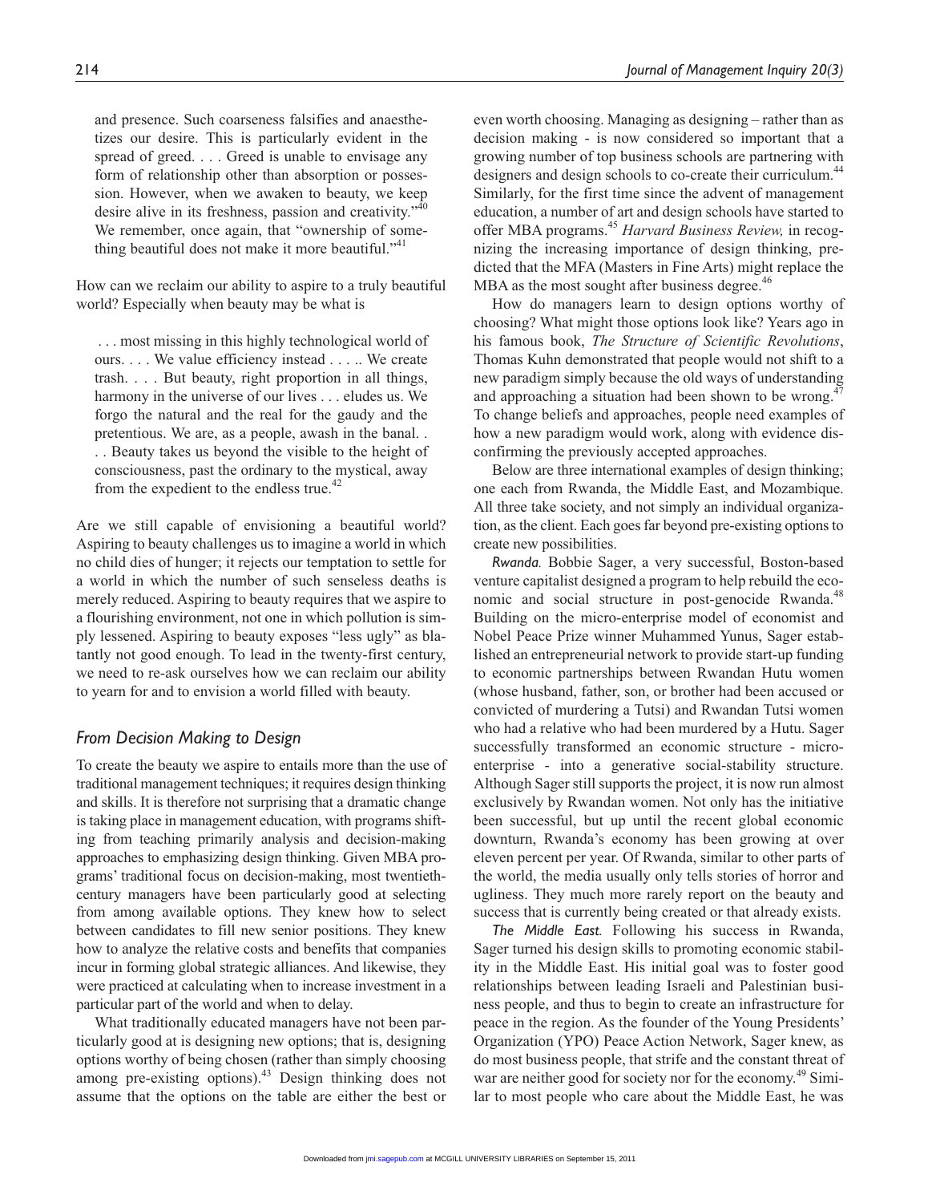and presence. Such coarseness falsifies and anaesthetizes our desire. This is particularly evident in the spread of greed. . . . Greed is unable to envisage any form of relationship other than absorption or possession. However, when we awaken to beauty, we keep desire alive in its freshness, passion and creativity."[40] We remember, once again, that "ownership of something beautiful does not make it more beautiful."[41]

How can we reclaim our ability to aspire to a truly beautiful world? Especially when beauty may be what is

> . . . most missing in this highly technological world of ours. . . . We value efficiency instead . . . .. We create trash. . . . But beauty, right proportion in all things, harmony in the universe of our lives . . . eludes us. We forgo the natural and the real for the gaudy and the pretentious. We are, as a people, awash in the banal. . . . Beauty takes us beyond the visible to the height of consciousness, past the ordinary to the mystical, away from the expedient to the endless true.[42]

Are we still capable of envisioning a beautiful world? Aspiring to beauty challenges us to imagine a world in which no child dies of hunger; it rejects our temptation to settle for a world in which the number of such senseless deaths is merely reduced. Aspiring to beauty requires that we aspire to a flourishing environment, not one in which pollution is simply lessened. Aspiring to beauty exposes "less ugly" as blatantly not good enough. To lead in the twenty-first century, we need to re-ask ourselves how we can reclaim our ability to yearn for and to envision a world filled with beauty.

## *From Decision Making to Design*

To create the beauty we aspire to entails more than the use of traditional management techniques; it requires design thinking and skills. It is therefore not surprising that a dramatic change is taking place in management education, with programs shifting from teaching primarily analysis and decision-making approaches to emphasizing design thinking. Given MBA programs' traditional focus on decision-making, most twentieth-century managers have been particularly good at selecting from among available options. They knew how to select between candidates to fill new senior positions. They knew how to analyze the relative costs and benefits that companies incur in forming global strategic alliances. And likewise, they were practiced at calculating when to increase investment in a particular part of the world and when to delay.

What traditionally educated managers have not been particularly good at is designing new options; that is, designing options worthy of being chosen (rather than simply choosing among pre-existing options).[43] Design thinking does not assume that the options on the table are either the best or even worth choosing. Managing as designing – rather than as decision making - is now considered so important that a growing number of top business schools are partnering with designers and design schools to co-create their curriculum.[44] Similarly, for the first time since the advent of management education, a number of art and design schools have started to offer MBA programs.[45] *Harvard Business Review,* in recognizing the increasing importance of design thinking, predicted that the MFA (Masters in Fine Arts) might replace the MBA as the most sought after business degree.[46]

How do managers learn to design options worthy of choosing? What might those options look like? Years ago in his famous book, *The Structure of Scientific Revolutions*, Thomas Kuhn demonstrated that people would not shift to a new paradigm simply because the old ways of understanding and approaching a situation had been shown to be wrong.[47] To change beliefs and approaches, people need examples of how a new paradigm would work, along with evidence disconfirming the previously accepted approaches.

Below are three international examples of design thinking; one each from Rwanda, the Middle East, and Mozambique. All three take society, and not simply an individual organization, as the client. Each goes far beyond pre-existing options to create new possibilities.

*Rwanda.* Bobbie Sager, a very successful, Boston-based venture capitalist designed a program to help rebuild the economic and social structure in post-genocide Rwanda.[48] Building on the micro-enterprise model of economist and Nobel Peace Prize winner Muhammed Yunus, Sager established an entrepreneurial network to provide start-up funding to economic partnerships between Rwandan Hutu women (whose husband, father, son, or brother had been accused or convicted of murdering a Tutsi) and Rwandan Tutsi women who had a relative who had been murdered by a Hutu. Sager successfully transformed an economic structure - micro-enterprise - into a generative social-stability structure. Although Sager still supports the project, it is now run almost exclusively by Rwandan women. Not only has the initiative been successful, but up until the recent global economic downturn, Rwanda's economy has been growing at over eleven percent per year. Of Rwanda, similar to other parts of the world, the media usually only tells stories of horror and ugliness. They much more rarely report on the beauty and success that is currently being created or that already exists.

*The Middle East.* Following his success in Rwanda, Sager turned his design skills to promoting economic stability in the Middle East. His initial goal was to foster good relationships between leading Israeli and Palestinian business people, and thus to begin to create an infrastructure for peace in the region. As the founder of the Young Presidents' Organization (YPO) Peace Action Network, Sager knew, as do most business people, that strife and the constant threat of war are neither good for society nor for the economy.[49] Similar to most people who care about the Middle East, he was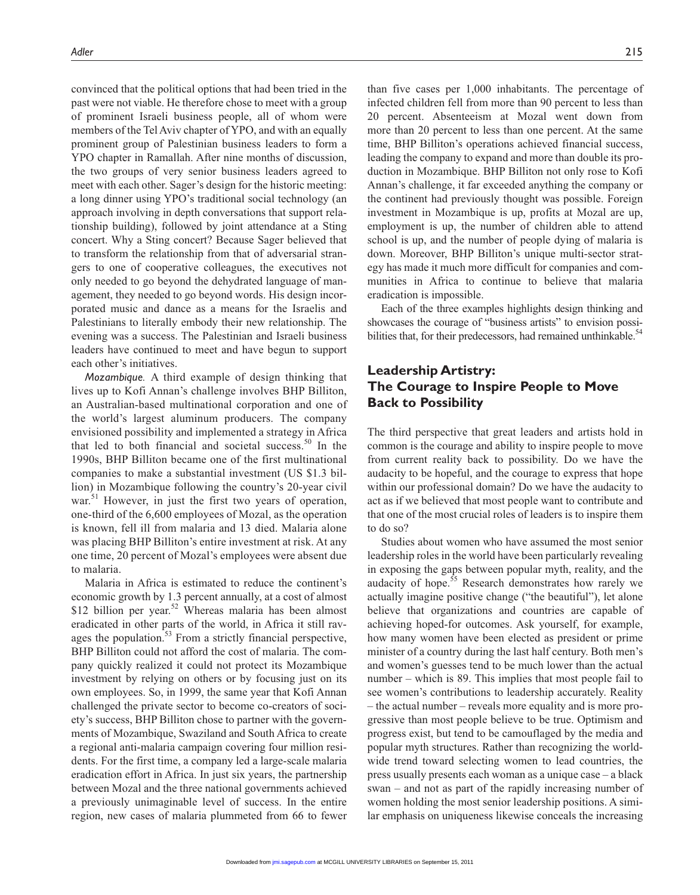convinced that the political options that had been tried in the past were not viable. He therefore chose to meet with a group of prominent Israeli business people, all of whom were members of the Tel Aviv chapter of YPO, and with an equally prominent group of Palestinian business leaders to form a YPO chapter in Ramallah. After nine months of discussion, the two groups of very senior business leaders agreed to meet with each other. Sager's design for the historic meeting: a long dinner using YPO's traditional social technology (an approach involving in depth conversations that support relationship building), followed by joint attendance at a Sting concert. Why a Sting concert? Because Sager believed that to transform the relationship from that of adversarial strangers to one of cooperative colleagues, the executives not only needed to go beyond the dehydrated language of management, they needed to go beyond words. His design incorporated music and dance as a means for the Israelis and Palestinians to literally embody their new relationship. The evening was a success. The Palestinian and Israeli business leaders have continued to meet and have begun to support each other's initiatives.

*Mozambique.* A third example of design thinking that lives up to Kofi Annan's challenge involves BHP Billiton, an Australian-based multinational corporation and one of the world's largest aluminum producers. The company envisioned possibility and implemented a strategy in Africa that led to both financial and societal success.[50] In the 1990s, BHP Billiton became one of the first multinational companies to make a substantial investment (US $1.3 billion) in Mozambique following the country's 20-year civil war.[51] However, in just the first two years of operation, one-third of the 6,600 employees of Mozal, as the operation is known, fell ill from malaria and 13 died. Malaria alone was placing BHP Billiton's entire investment at risk. At any one time, 20 percent of Mozal's employees were absent due to malaria.

Malaria in Africa is estimated to reduce the continent's economic growth by 1.3 percent annually, at a cost of almost $12 billion per year.[52] Whereas malaria has been almost eradicated in other parts of the world, in Africa it still ravages the population.[53] From a strictly financial perspective, BHP Billiton could not afford the cost of malaria. The company quickly realized it could not protect its Mozambique investment by relying on others or by focusing just on its own employees. So, in 1999, the same year that Kofi Annan challenged the private sector to become co-creators of society's success, BHP Billiton chose to partner with the governments of Mozambique, Swaziland and South Africa to create a regional anti-malaria campaign covering four million residents. For the first time, a company led a large-scale malaria eradication effort in Africa. In just six years, the partnership between Mozal and the three national governments achieved a previously unimaginable level of success. In the entire region, new cases of malaria plummeted from 66 to fewer than five cases per 1,000 inhabitants. The percentage of infected children fell from more than 90 percent to less than 20 percent. Absenteeism at Mozal went down from more than 20 percent to less than one percent. At the same time, BHP Billiton's operations achieved financial success, leading the company to expand and more than double its production in Mozambique. BHP Billiton not only rose to Kofi Annan's challenge, it far exceeded anything the company or the continent had previously thought was possible. Foreign investment in Mozambique is up, profits at Mozal are up, employment is up, the number of children able to attend school is up, and the number of people dying of malaria is down. Moreover, BHP Billiton's unique multi-sector strategy has made it much more difficult for companies and communities in Africa to continue to believe that malaria eradication is impossible.

Each of the three examples highlights design thinking and showcases the courage of "business artists" to envision possibilities that, for their predecessors, had remained unthinkable.[54]

## Leadership Artistry: The Courage to Inspire People to Move Back to Possibility

The third perspective that great leaders and artists hold in common is the courage and ability to inspire people to move from current reality back to possibility. Do we have the audacity to be hopeful, and the courage to express that hope within our professional domain? Do we have the audacity to act as if we believed that most people want to contribute and that one of the most crucial roles of leaders is to inspire them to do so?

Studies about women who have assumed the most senior leadership roles in the world have been particularly revealing in exposing the gaps between popular myth, reality, and the audacity of hope.[55] Research demonstrates how rarely we actually imagine positive change ("the beautiful"), let alone believe that organizations and countries are capable of achieving hoped-for outcomes. Ask yourself, for example, how many women have been elected as president or prime minister of a country during the last half century. Both men's and women's guesses tend to be much lower than the actual number – which is 89. This implies that most people fail to see women's contributions to leadership accurately. Reality – the actual number – reveals more equality and is more progressive than most people believe to be true. Optimism and progress exist, but tend to be camouflaged by the media and popular myth structures. Rather than recognizing the worldwide trend toward selecting women to lead countries, the press usually presents each woman as a unique case – a black swan – and not as part of the rapidly increasing number of women holding the most senior leadership positions. A similar emphasis on uniqueness likewise conceals the increasing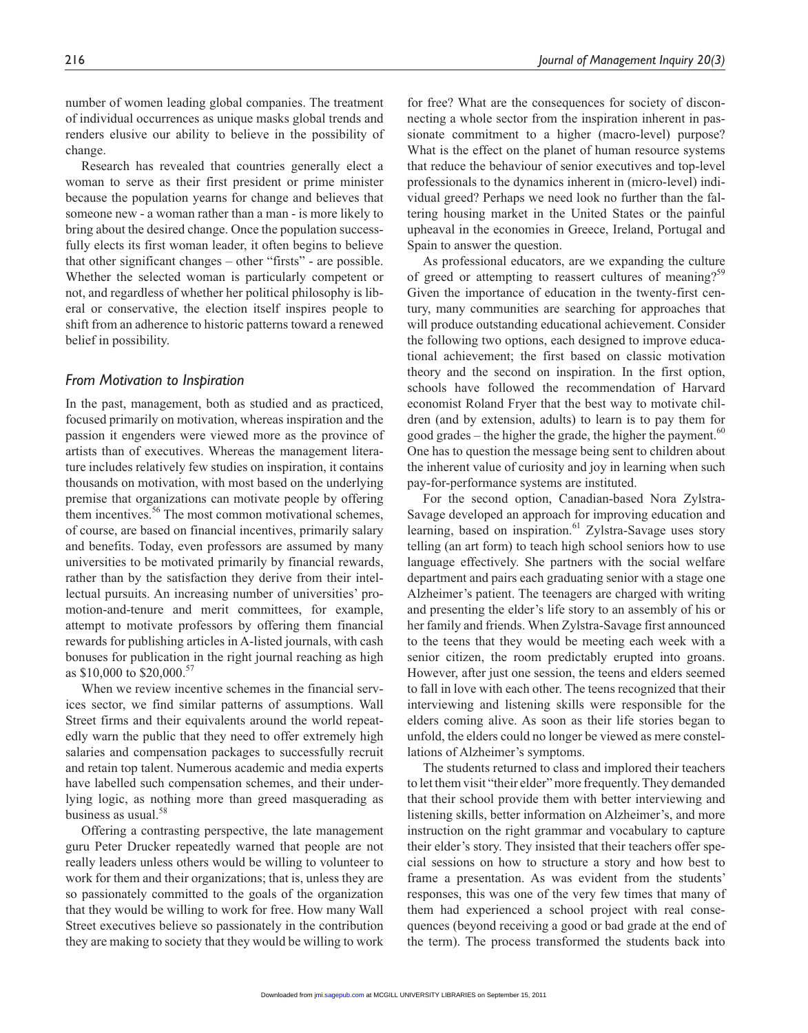number of women leading global companies. The treatment of individual occurrences as unique masks global trends and renders elusive our ability to believe in the possibility of change.

Research has revealed that countries generally elect a woman to serve as their first president or prime minister because the population yearns for change and believes that someone new - a woman rather than a man - is more likely to bring about the desired change. Once the population successfully elects its first woman leader, it often begins to believe that other significant changes – other "firsts" - are possible. Whether the selected woman is particularly competent or not, and regardless of whether her political philosophy is liberal or conservative, the election itself inspires people to shift from an adherence to historic patterns toward a renewed belief in possibility.

### *From Motivation to Inspiration*

In the past, management, both as studied and as practiced, focused primarily on motivation, whereas inspiration and the passion it engenders were viewed more as the province of artists than of executives. Whereas the management literature includes relatively few studies on inspiration, it contains thousands on motivation, with most based on the underlying premise that organizations can motivate people by offering them incentives.[56] The most common motivational schemes, of course, are based on financial incentives, primarily salary and benefits. Today, even professors are assumed by many universities to be motivated primarily by financial rewards, rather than by the satisfaction they derive from their intellectual pursuits. An increasing number of universities' promotion-and-tenure and merit committees, for example, attempt to motivate professors by offering them financial rewards for publishing articles in A-listed journals, with cash bonuses for publication in the right journal reaching as high as $10,000 to $20,000.[57]

When we review incentive schemes in the financial services sector, we find similar patterns of assumptions. Wall Street firms and their equivalents around the world repeatedly warn the public that they need to offer extremely high salaries and compensation packages to successfully recruit and retain top talent. Numerous academic and media experts have labelled such compensation schemes, and their underlying logic, as nothing more than greed masquerading as business as usual.[58]

Offering a contrasting perspective, the late management guru Peter Drucker repeatedly warned that people are not really leaders unless others would be willing to volunteer to work for them and their organizations; that is, unless they are so passionately committed to the goals of the organization that they would be willing to work for free. How many Wall Street executives believe so passionately in the contribution they are making to society that they would be willing to work for free? What are the consequences for society of disconnecting a whole sector from the inspiration inherent in passionate commitment to a higher (macro-level) purpose? What is the effect on the planet of human resource systems that reduce the behaviour of senior executives and top-level professionals to the dynamics inherent in (micro-level) individual greed? Perhaps we need look no further than the faltering housing market in the United States or the painful upheaval in the economies in Greece, Ireland, Portugal and Spain to answer the question.

As professional educators, are we expanding the culture of greed or attempting to reassert cultures of meaning?[59] Given the importance of education in the twenty-first century, many communities are searching for approaches that will produce outstanding educational achievement. Consider the following two options, each designed to improve educational achievement; the first based on classic motivation theory and the second on inspiration. In the first option, schools have followed the recommendation of Harvard economist Roland Fryer that the best way to motivate children (and by extension, adults) to learn is to pay them for good grades – the higher the grade, the higher the payment.[60] One has to question the message being sent to children about the inherent value of curiosity and joy in learning when such pay-for-performance systems are instituted.

For the second option, Canadian-based Nora Zylstra-Savage developed an approach for improving education and learning, based on inspiration.[61] Zylstra-Savage uses story telling (an art form) to teach high school seniors how to use language effectively. She partners with the social welfare department and pairs each graduating senior with a stage one Alzheimer's patient. The teenagers are charged with writing and presenting the elder's life story to an assembly of his or her family and friends. When Zylstra-Savage first announced to the teens that they would be meeting each week with a senior citizen, the room predictably erupted into groans. However, after just one session, the teens and elders seemed to fall in love with each other. The teens recognized that their interviewing and listening skills were responsible for the elders coming alive. As soon as their life stories began to unfold, the elders could no longer be viewed as mere constellations of Alzheimer's symptoms.

The students returned to class and implored their teachers to let them visit "their elder" more frequently. They demanded that their school provide them with better interviewing and listening skills, better information on Alzheimer's, and more instruction on the right grammar and vocabulary to capture their elder's story. They insisted that their teachers offer special sessions on how to structure a story and how best to frame a presentation. As was evident from the students' responses, this was one of the very few times that many of them had experienced a school project with real consequences (beyond receiving a good or bad grade at the end of the term). The process transformed the students back into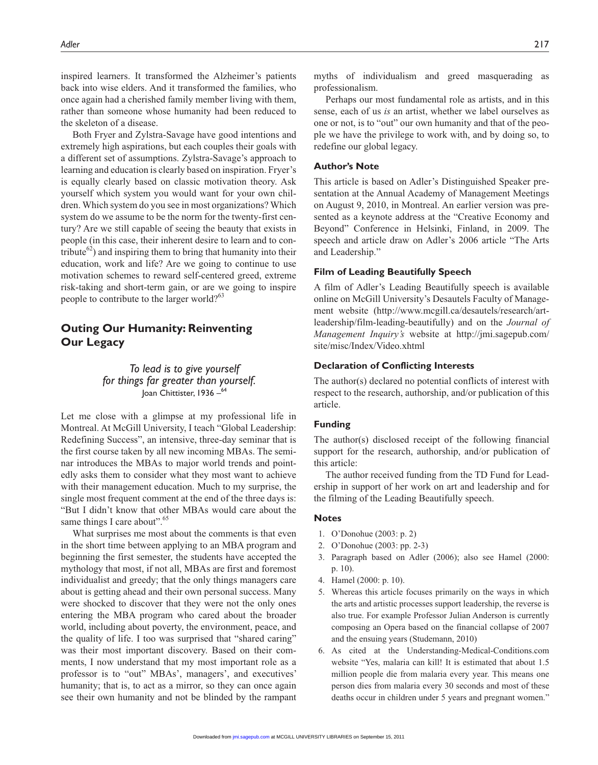inspired learners. It transformed the Alzheimer's patients back into wise elders. And it transformed the families, who once again had a cherished family member living with them, rather than someone whose humanity had been reduced to the skeleton of a disease.

Both Fryer and Zylstra-Savage have good intentions and extremely high aspirations, but each couples their goals with a different set of assumptions. Zylstra-Savage's approach to learning and education is clearly based on inspiration. Fryer's is equally clearly based on classic motivation theory. Ask yourself which system you would want for your own children. Which system do you see in most organizations? Which system do we assume to be the norm for the twenty-first century? Are we still capable of seeing the beauty that exists in people (in this case, their inherent desire to learn and to contribute[62]) and inspiring them to bring that humanity into their education, work and life? Are we going to continue to use motivation schemes to reward self-centered greed, extreme risk-taking and short-term gain, or are we going to inspire people to contribute to the larger world?[63]

## Outing Our Humanity: Reinventing Our Legacy

> *To lead is to give yourself*
> *for things far greater than yourself.*
> Joan Chittister, 1936 –[64]

Let me close with a glimpse at my professional life in Montreal. At McGill University, I teach "Global Leadership: Redefining Success", an intensive, three-day seminar that is the first course taken by all new incoming MBAs. The seminar introduces the MBAs to major world trends and pointedly asks them to consider what they most want to achieve with their management education. Much to my surprise, the single most frequent comment at the end of the three days is: "But I didn't know that other MBAs would care about the same things I care about".[65]

What surprises me most about the comments is that even in the short time between applying to an MBA program and beginning the first semester, the students have accepted the mythology that most, if not all, MBAs are first and foremost individualist and greedy; that the only things managers care about is getting ahead and their own personal success. Many were shocked to discover that they were not the only ones entering the MBA program who cared about the broader world, including about poverty, the environment, peace, and the quality of life. I too was surprised that "shared caring" was their most important discovery. Based on their comments, I now understand that my most important role as a professor is to "out" MBAs', managers', and executives' humanity; that is, to act as a mirror, so they can once again see their own humanity and not be blinded by the rampant myths of individualism and greed masquerading as professionalism.

Perhaps our most fundamental role as artists, and in this sense, each of us *is* an artist, whether we label ourselves as one or not, is to "out" our own humanity and that of the people we have the privilege to work with, and by doing so, to redefine our global legacy.

### Author's Note

This article is based on Adler's Distinguished Speaker presentation at the Annual Academy of Management Meetings on August 9, 2010, in Montreal. An earlier version was presented as a keynote address at the "Creative Economy and Beyond" Conference in Helsinki, Finland, in 2009. The speech and article draw on Adler's 2006 article "The Arts and Leadership."

### Film of Leading Beautifully Speech

A film of Adler's Leading Beautifully speech is available online on McGill University's Desautels Faculty of Management website (http://www.mcgill.ca/desautels/research/art-leadership/film-leading-beautifully) and on the *Journal of Management Inquiry's* website at http://jmi.sagepub.com/site/misc/Index/Video.xhtml

### Declaration of Conflicting Interests

The author(s) declared no potential conflicts of interest with respect to the research, authorship, and/or publication of this article.

### Funding

The author(s) disclosed receipt of the following financial support for the research, authorship, and/or publication of this article:

The author received funding from the TD Fund for Leadership in support of her work on art and leadership and for the filming of the Leading Beautifully speech.

### Notes

1. O'Donohue (2003: p. 2)
2. O'Donohue (2003: pp. 2-3)
3. Paragraph based on Adler (2006); also see Hamel (2000: p. 10).
4. Hamel (2000: p. 10).
5. Whereas this article focuses primarily on the ways in which the arts and artistic processes support leadership, the reverse is also true. For example Professor Julian Anderson is currently composing an Opera based on the financial collapse of 2007 and the ensuing years (Studemann, 2010)
6. As cited at the Understanding-Medical-Conditions.com website "Yes, malaria can kill! It is estimated that about 1.5 million people die from malaria every year. This means one person dies from malaria every 30 seconds and most of these deaths occur in children under 5 years and pregnant women."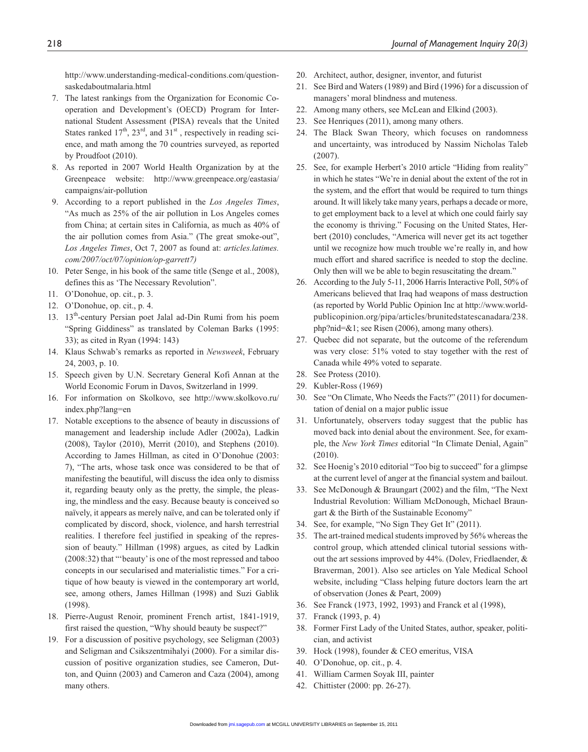http://www.understanding-medical-conditions.com/questionsaskedaboutmalaria.html

7. The latest rankings from the Organization for Economic Cooperation and Development's (OECD) Program for International Student Assessment (PISA) reveals that the United States ranked 17th, 23rd, and 31st, respectively in reading science, and math among the 70 countries surveyed, as reported by Proudfoot (2010).
8. As reported in 2007 World Health Organization by at the Greenpeace website: http://www.greenpeace.org/eastasia/campaigns/air-pollution
9. According to a report published in the *Los Angeles Times*, "As much as 25% of the air pollution in Los Angeles comes from China; at certain sites in California, as much as 40% of the air pollution comes from Asia." (The great smoke-out", *Los Angeles Times*, Oct 7, 2007 as found at: *articles.latimes.com/2007/oct/07/opinion/op-garrett7)*
10. Peter Senge, in his book of the same title (Senge et al., 2008), defines this as 'The Necessary Revolution".
11. O'Donohue, op. cit., p. 3.
12. O'Donohue, op. cit., p. 4.
13. 13th-century Persian poet Jalal ad-Din Rumi from his poem "Spring Giddiness" as translated by Coleman Barks (1995: 33); as cited in Ryan (1994: 143)
14. Klaus Schwab's remarks as reported in *Newsweek*, February 24, 2003, p. 10.
15. Speech given by U.N. Secretary General Kofi Annan at the World Economic Forum in Davos, Switzerland in 1999.
16. For information on Skolkovo, see http://www.skolkovo.ru/index.php?lang=en
17. Notable exceptions to the absence of beauty in discussions of management and leadership include Adler (2002a), Ladkin (2008), Taylor (2010), Merrit (2010), and Stephens (2010). According to James Hillman, as cited in O'Donohue (2003: 7), "The arts, whose task once was considered to be that of manifesting the beautiful, will discuss the idea only to dismiss it, regarding beauty only as the pretty, the simple, the pleasing, the mindless and the easy. Because beauty is conceived so naïvely, it appears as merely naïve, and can be tolerated only if complicated by discord, shock, violence, and harsh terrestrial realities. I therefore feel justified in speaking of the repression of beauty." Hillman (1998) argues, as cited by Ladkin (2008:32) that "'beauty' is one of the most repressed and taboo concepts in our secularised and materialistic times." For a critique of how beauty is viewed in the contemporary art world, see, among others, James Hillman (1998) and Suzi Gablik (1998).
18. Pierre-August Renoir, prominent French artist, 1841-1919, first raised the question, "Why should beauty be suspect?"
19. For a discussion of positive psychology, see Seligman (2003) and Seligman and Csikszentmihalyi (2000). For a similar discussion of positive organization studies, see Cameron, Dutton, and Quinn (2003) and Cameron and Caza (2004), among many others.
20. Architect, author, designer, inventor, and futurist
21. See Bird and Waters (1989) and Bird (1996) for a discussion of managers' moral blindness and muteness.
22. Among many others, see McLean and Elkind (2003).
23. See Henriques (2011), among many others.
24. The Black Swan Theory, which focuses on randomness and uncertainty, was introduced by Nassim Nicholas Taleb (2007).
25. See, for example Herbert's 2010 article "Hiding from reality" in which he states "We're in denial about the extent of the rot in the system, and the effort that would be required to turn things around. It will likely take many years, perhaps a decade or more, to get employment back to a level at which one could fairly say the economy is thriving." Focusing on the United States, Herbert (2010) concludes, "America will never get its act together until we recognize how much trouble we're really in, and how much effort and shared sacrifice is needed to stop the decline. Only then will we be able to begin resuscitating the dream."
26. According to the July 5-11, 2006 Harris Interactive Poll, 50% of Americans believed that Iraq had weapons of mass destruction (as reported by World Public Opinion Inc at http://www.worldpublicopinion.org/pipa/articles/brunitedstatescanadara/238.php?nid=&1; see Risen (2006), among many others).
27. Quebec did not separate, but the outcome of the referendum was very close: 51% voted to stay together with the rest of Canada while 49% voted to separate.
28. See Protess (2010).
29. Kubler-Ross (1969)
30. See "On Climate, Who Needs the Facts?" (2011) for documentation of denial on a major public issue
31. Unfortunately, observers today suggest that the public has moved back into denial about the environment. See, for example, the *New York Times* editorial "In Climate Denial, Again" (2010).
32. See Hoenig's 2010 editorial "Too big to succeed" for a glimpse at the current level of anger at the financial system and bailout.
33. See McDonough & Braungart (2002) and the film, "The Next Industrial Revolution: William McDonough, Michael Braungart & the Birth of the Sustainable Economy"
34. See, for example, "No Sign They Get It" (2011).
35. The art-trained medical students improved by 56% whereas the control group, which attended clinical tutorial sessions without the art sessions improved by 44%. (Dolev, Friedlaender, & Braverman, 2001). Also see articles on Yale Medical School website, including "Class helping future doctors learn the art of observation (Jones & Peart, 2009)
36. See Franck (1973, 1992, 1993) and Franck et al (1998),
37. Franck (1993, p. 4)
38. Former First Lady of the United States, author, speaker, politician, and activist
39. Hock (1998), founder & CEO emeritus, VISA
40. O'Donohue, op. cit., p. 4.
41. William Carmen Soyak III, painter
42. Chittister (2000: pp. 26-27).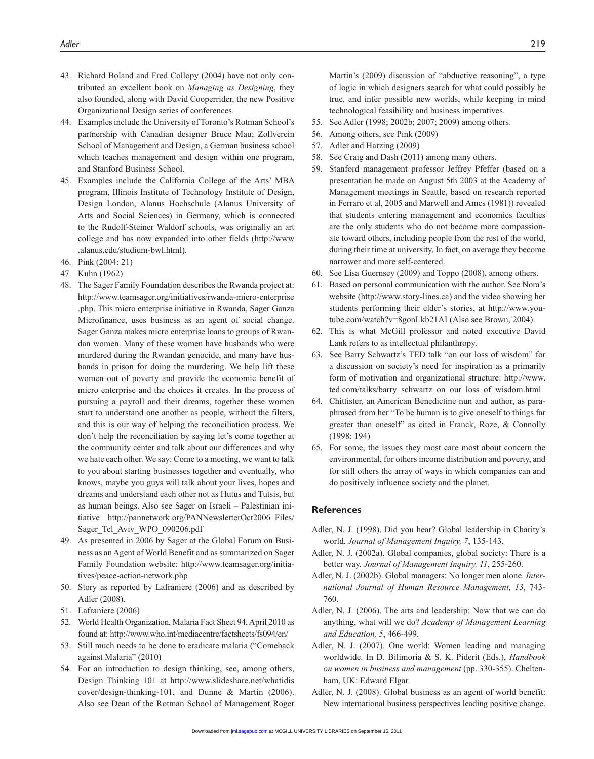43. Richard Boland and Fred Collopy (2004) have not only contributed an excellent book on *Managing as Designing*, they also founded, along with David Cooperrider, the new Positive Organizational Design series of conferences.
44. Examples include the University of Toronto's Rotman School's partnership with Canadian designer Bruce Mau; Zollverein School of Management and Design, a German business school which teaches management and design within one program, and Stanford Business School.
45. Examples include the California College of the Arts' MBA program, Illinois Institute of Technology Institute of Design, Design London, Alanus Hochschule (Alanus University of Arts and Social Sciences) in Germany, which is connected to the Rudolf-Steiner Waldorf schools, was originally an art college and has now expanded into other fields (http://www.alanus.edu/studium-bwl.html).
46. Pink (2004: 21)
47. Kuhn (1962)
48. The Sager Family Foundation describes the Rwanda project at: http://www.teamsager.org/initiatives/rwanda-micro-enterprise.php. This micro enterprise initiative in Rwanda, Sager Ganza Microfinance, uses business as an agent of social change. Sager Ganza makes micro enterprise loans to groups of Rwandan women. Many of these women have husbands who were murdered during the Rwandan genocide, and many have husbands in prison for doing the murdering. We help lift these women out of poverty and provide the economic benefit of micro enterprise and the choices it creates. In the process of pursuing a payroll and their dreams, together these women start to understand one another as people, without the filters, and this is our way of helping the reconciliation process. We don't help the reconciliation by saying let's come together at the community center and talk about our differences and why we hate each other. We say: Come to a meeting, we want to talk to you about starting businesses together and eventually, who knows, maybe you guys will talk about your lives, hopes and dreams and understand each other not as Hutus and Tutsis, but as human beings. Also see Sager on Israeli – Palestinian initiative http://pannetwork.org/PANNewsletterOct2006_Files/Sager_Tel_Aviv_WPO_090206.pdf
49. As presented in 2006 by Sager at the Global Forum on Business as an Agent of World Benefit and as summarized on Sager Family Foundation website: http://www.teamsager.org/initiatives/peace-action-network.php
50. Story as reported by Lafraniere (2006) and as described by Adler (2008).
51. Lafraniere (2006)
52. World Health Organization, Malaria Fact Sheet 94, April 2010 as found at: http://www.who.int/mediacentre/factsheets/fs094/en/
53. Still much needs to be done to eradicate malaria ("Comeback against Malaria" (2010)
54. For an introduction to design thinking, see, among others, Design Thinking 101 at http://www.slideshare.net/whatidiscover/design-thinking-101, and Dunne & Martin (2006). Also see Dean of the Rotman School of Management Roger Martin's (2009) discussion of "abductive reasoning", a type of logic in which designers search for what could possibly be true, and infer possible new worlds, while keeping in mind technological feasibility and business imperatives.
55. See Adler (1998; 2002b; 2007; 2009) among others.
56. Among others, see Pink (2009)
57. Adler and Harzing (2009)
58. See Craig and Dash (2011) among many others.
59. Stanford management professor Jeffrey Pfeffer (based on a presentation he made on August 5th 2003 at the Academy of Management meetings in Seattle, based on research reported in Ferraro et al, 2005 and Marwell and Ames (1981)) revealed that students entering management and economics faculties are the only students who do not become more compassionate toward others, including people from the rest of the world, during their time at university. In fact, on average they become narrower and more self-centered.
60. See Lisa Guernsey (2009) and Toppo (2008), among others.
61. Based on personal communication with the author. See Nora's website (http://www.story-lines.ca) and the video showing her students performing their elder's stories, at http://www.youtube.com/watch?v=8gonLkb21AI (Also see Brown, 2004).
62. This is what McGill professor and noted executive David Lank refers to as intellectual philanthropy.
63. See Barry Schwartz's TED talk "on our loss of wisdom" for a discussion on society's need for inspiration as a primarily form of motivation and organizational structure: http://www.ted.com/talks/barry_schwartz_on_our_loss_of_wisdom.html
64. Chittister, an American Benedictine nun and author, as paraphrased from her "To be human is to give oneself to things far greater than oneself" as cited in Franck, Roze, & Connolly (1998: 194)
65. For some, the issues they most care most about concern the environmental, for others income distribution and poverty, and for still others the array of ways in which companies can and do positively influence society and the planet.

## References

Adler, N. J. (1998). Did you hear? Global leadership in Charity's world. *Journal of Management Inquiry, 7*, 135-143.

Adler, N. J. (2002a). Global companies, global society: There is a better way. *Journal of Management Inquiry, 11*, 255-260.

Adler, N. J. (2002b). Global managers: No longer men alone. *International Journal of Human Resource Management, 13*, 743-760.

Adler, N. J. (2006). The arts and leadership: Now that we can do anything, what will we do? *Academy of Management Learning and Education, 5*, 466-499.

Adler, N. J. (2007). One world: Women leading and managing worldwide. In D. Bilimoria & S. K. Piderit (Eds.), *Handbook on women in business and management* (pp. 330-355). Cheltenham, UK: Edward Elgar.

Adler, N. J. (2008). Global business as an agent of world benefit: New international business perspectives leading positive change.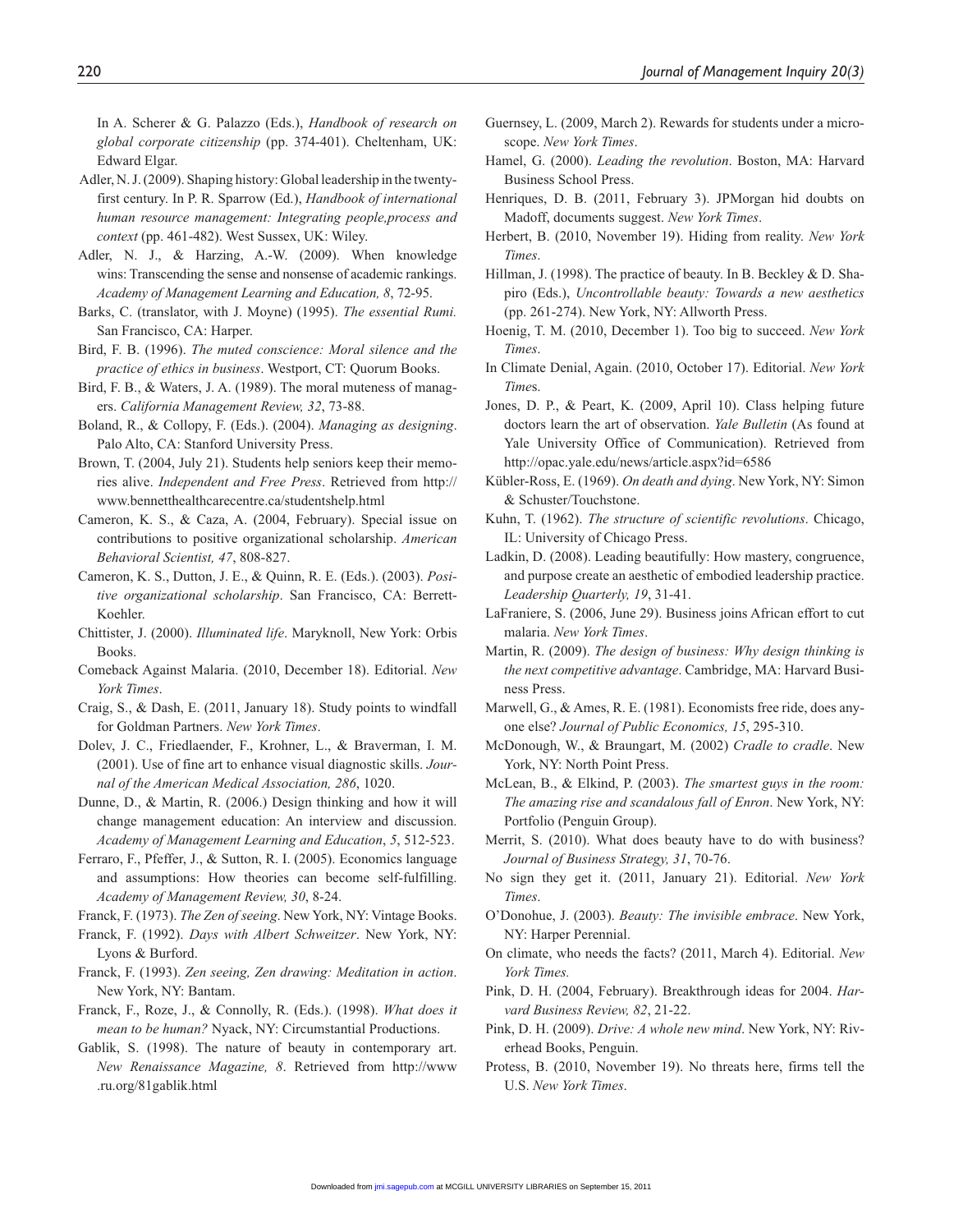In A. Scherer & G. Palazzo (Eds.), *Handbook of research on global corporate citizenship* (pp. 374-401). Cheltenham, UK: Edward Elgar.

Adler, N. J. (2009). Shaping history: Global leadership in the twenty-first century. In P. R. Sparrow (Ed.), *Handbook of international human resource management: Integrating people,process and context* (pp. 461-482). West Sussex, UK: Wiley.

Adler, N. J., & Harzing, A.-W. (2009). When knowledge wins: Transcending the sense and nonsense of academic rankings. *Academy of Management Learning and Education, 8*, 72-95.

Barks, C. (translator, with J. Moyne) (1995). *The essential Rumi.* San Francisco, CA: Harper.

Bird, F. B. (1996). *The muted conscience: Moral silence and the practice of ethics in business*. Westport, CT: Quorum Books.

Bird, F. B., & Waters, J. A. (1989). The moral muteness of managers. *California Management Review, 32*, 73-88.

Boland, R., & Collopy, F. (Eds.). (2004). *Managing as designing*. Palo Alto, CA: Stanford University Press.

Brown, T. (2004, July 21). Students help seniors keep their memories alive. *Independent and Free Press*. Retrieved from http://www.bennetthealthcarecentre.ca/studentshelp.html

Cameron, K. S., & Caza, A. (2004, February). Special issue on contributions to positive organizational scholarship. *American Behavioral Scientist, 47*, 808-827.

Cameron, K. S., Dutton, J. E., & Quinn, R. E. (Eds.). (2003). *Positive organizational scholarship*. San Francisco, CA: Berrett-Koehler.

Chittister, J. (2000). *Illuminated life*. Maryknoll, New York: Orbis Books.

Comeback Against Malaria. (2010, December 18). Editorial. *New York Times*.

Craig, S., & Dash, E. (2011, January 18). Study points to windfall for Goldman Partners. *New York Times*.

Dolev, J. C., Friedlaender, F., Krohner, L., & Braverman, I. M. (2001). Use of fine art to enhance visual diagnostic skills. *Journal of the American Medical Association, 286*, 1020.

Dunne, D., & Martin, R. (2006.) Design thinking and how it will change management education: An interview and discussion. *Academy of Management Learning and Education*, *5*, 512-523.

Ferraro, F., Pfeffer, J., & Sutton, R. I. (2005). Economics language and assumptions: How theories can become self-fulfilling. *Academy of Management Review, 30*, 8-24.

Franck, F. (1973). *The Zen of seeing*. New York, NY: Vintage Books.

Franck, F. (1992). *Days with Albert Schweitzer*. New York, NY: Lyons & Burford.

Franck, F. (1993). *Zen seeing, Zen drawing: Meditation in action*. New York, NY: Bantam.

Franck, F., Roze, J., & Connolly, R. (Eds.). (1998). *What does it mean to be human?* Nyack, NY: Circumstantial Productions.

Gablik, S. (1998). The nature of beauty in contemporary art. *New Renaissance Magazine, 8*. Retrieved from http://www.ru.org/81gablik.html

Guernsey, L. (2009, March 2). Rewards for students under a microscope. *New York Times*.

Hamel, G. (2000). *Leading the revolution*. Boston, MA: Harvard Business School Press.

Henriques, D. B. (2011, February 3). JPMorgan hid doubts on Madoff, documents suggest. *New York Times*.

Herbert, B. (2010, November 19). Hiding from reality. *New York Times*.

Hillman, J. (1998). The practice of beauty. In B. Beckley & D. Shapiro (Eds.), *Uncontrollable beauty: Towards a new aesthetics* (pp. 261-274). New York, NY: Allworth Press.

Hoenig, T. M. (2010, December 1). Too big to succeed. *New York Times*.

In Climate Denial, Again. (2010, October 17). Editorial. *New York Time*s.

Jones, D. P., & Peart, K. (2009, April 10). Class helping future doctors learn the art of observation. *Yale Bulletin* (As found at Yale University Office of Communication). Retrieved from http://opac.yale.edu/news/article.aspx?id=6586

Kübler-Ross, E. (1969). *On death and dying*. New York, NY: Simon & Schuster/Touchstone.

Kuhn, T. (1962). *The structure of scientific revolutions*. Chicago, IL: University of Chicago Press.

Ladkin, D. (2008). Leading beautifully: How mastery, congruence, and purpose create an aesthetic of embodied leadership practice. *Leadership Quarterly, 19*, 31-41.

LaFraniere, S. (2006, June 29). Business joins African effort to cut malaria. *New York Times*.

Martin, R. (2009). *The design of business: Why design thinking is the next competitive advantage*. Cambridge, MA: Harvard Business Press.

Marwell, G., & Ames, R. E. (1981). Economists free ride, does anyone else? *Journal of Public Economics, 15*, 295-310.

McDonough, W., & Braungart, M. (2002) *Cradle to cradle*. New York, NY: North Point Press.

McLean, B., & Elkind, P. (2003). *The smartest guys in the room: The amazing rise and scandalous fall of Enron*. New York, NY: Portfolio (Penguin Group).

Merrit, S. (2010). What does beauty have to do with business? *Journal of Business Strategy, 31*, 70-76.

No sign they get it. (2011, January 21). Editorial. *New York Times*.

O'Donohue, J. (2003). *Beauty: The invisible embrace*. New York, NY: Harper Perennial.

On climate, who needs the facts? (2011, March 4). Editorial. *New York Times.*

Pink, D. H. (2004, February). Breakthrough ideas for 2004. *Harvard Business Review, 82*, 21-22.

Pink, D. H. (2009). *Drive: A whole new mind*. New York, NY: Riverhead Books, Penguin.

Protess, B. (2010, November 19). No threats here, firms tell the U.S. *New York Times*.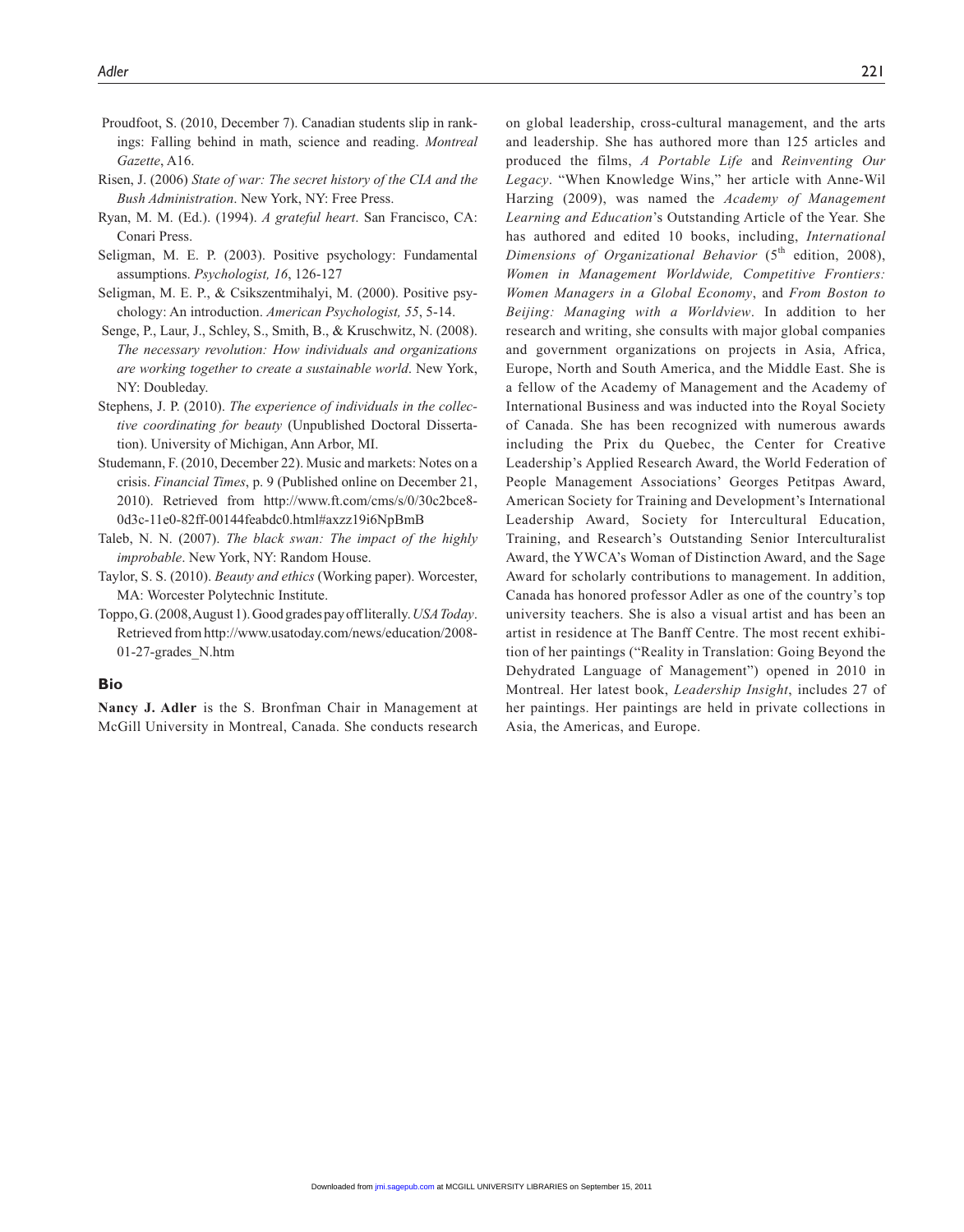Proudfoot, S. (2010, December 7). Canadian students slip in rankings: Falling behind in math, science and reading. *Montreal Gazette*, A16.

Risen, J. (2006) *State of war: The secret history of the CIA and the Bush Administration*. New York, NY: Free Press.

Ryan, M. M. (Ed.). (1994). *A grateful heart*. San Francisco, CA: Conari Press.

Seligman, M. E. P. (2003). Positive psychology: Fundamental assumptions. *Psychologist, 16*, 126-127

Seligman, M. E. P., & Csikszentmihalyi, M. (2000). Positive psychology: An introduction. *American Psychologist, 55*, 5-14.

Senge, P., Laur, J., Schley, S., Smith, B., & Kruschwitz, N. (2008). *The necessary revolution: How individuals and organizations are working together to create a sustainable world*. New York, NY: Doubleday.

Stephens, J. P. (2010). *The experience of individuals in the collective coordinating for beauty* (Unpublished Doctoral Dissertation). University of Michigan, Ann Arbor, MI.

Studemann, F. (2010, December 22). Music and markets: Notes on a crisis. *Financial Times*, p. 9 (Published online on December 21, 2010). Retrieved from http://www.ft.com/cms/s/0/30c2bce8-0d3c-11e0-82ff-00144feabdc0.html#axzz19i6NpBmB

Taleb, N. N. (2007). *The black swan: The impact of the highly improbable*. New York, NY: Random House.

Taylor, S. S. (2010). *Beauty and ethics* (Working paper). Worcester, MA: Worcester Polytechnic Institute.

Toppo, G. (2008, August 1). Good grades pay off literally. *USA Today*. Retrieved from http://www.usatoday.com/news/education/2008-01-27-grades_N.htm

## Bio

**Nancy J. Adler** is the S. Bronfman Chair in Management at McGill University in Montreal, Canada. She conducts research on global leadership, cross-cultural management, and the arts and leadership. She has authored more than 125 articles and produced the films, *A Portable Life* and *Reinventing Our Legacy*. "When Knowledge Wins," her article with Anne-Wil Harzing (2009), was named the *Academy of Management Learning and Education*'s Outstanding Article of the Year. She has authored and edited 10 books, including, *International Dimensions of Organizational Behavior* (5th edition, 2008), *Women in Management Worldwide, Competitive Frontiers: Women Managers in a Global Economy*, and *From Boston to Beijing: Managing with a Worldview*. In addition to her research and writing, she consults with major global companies and government organizations on projects in Asia, Africa, Europe, North and South America, and the Middle East. She is a fellow of the Academy of Management and the Academy of International Business and was inducted into the Royal Society of Canada. She has been recognized with numerous awards including the Prix du Quebec, the Center for Creative Leadership's Applied Research Award, the World Federation of People Management Associations' Georges Petitpas Award, American Society for Training and Development's International Leadership Award, Society for Intercultural Education, Training, and Research's Outstanding Senior Interculturalist Award, the YWCA's Woman of Distinction Award, and the Sage Award for scholarly contributions to management. In addition, Canada has honored professor Adler as one of the country's top university teachers. She is also a visual artist and has been an artist in residence at The Banff Centre. The most recent exhibition of her paintings ("Reality in Translation: Going Beyond the Dehydrated Language of Management") opened in 2010 in Montreal. Her latest book, *Leadership Insight*, includes 27 of her paintings. Her paintings are held in private collections in Asia, the Americas, and Europe.